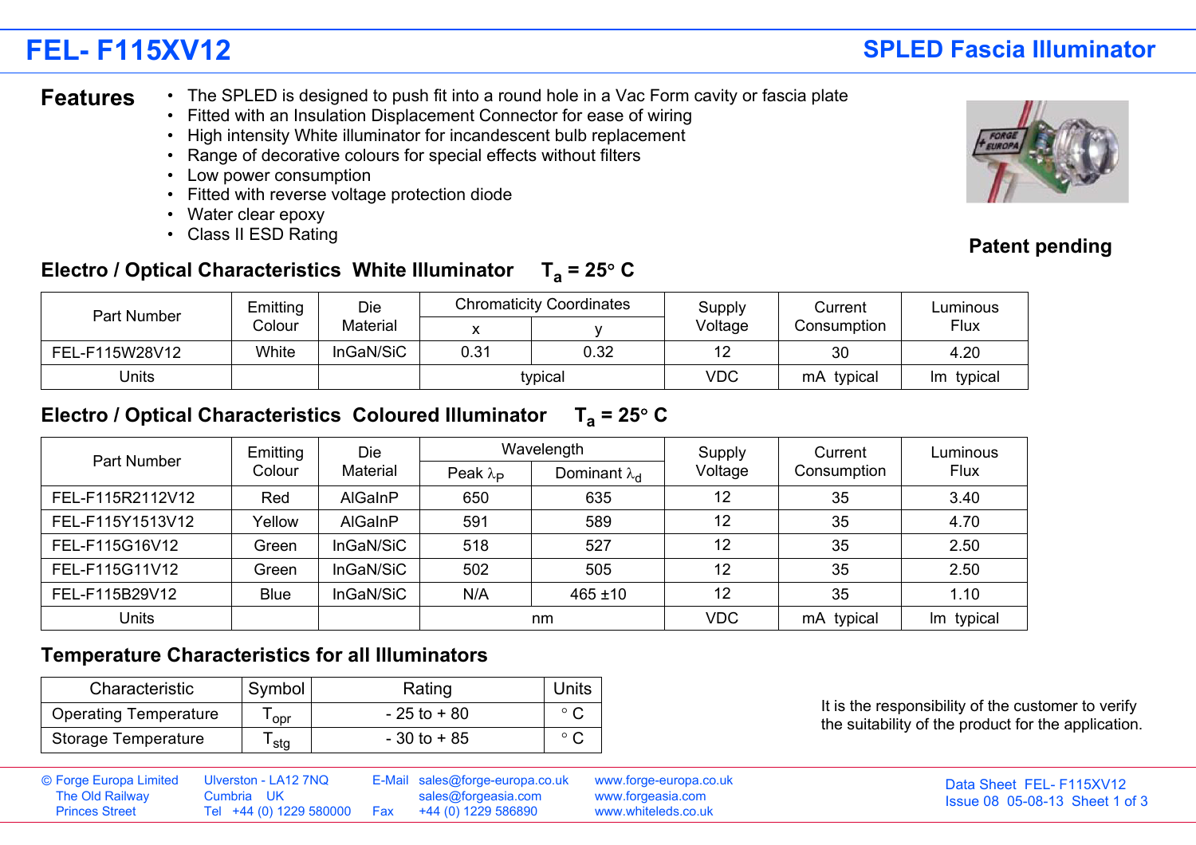# FEL- F115XV12

## SPLED Fascia Illuminator

## Features

- The SPLED is designed to push fit into a round hole in a Vac Form cavity or fascia plate
- Fitted with an Insulation Displacement Connector for ease of wiring
- High intensity White illuminator for incandescent bulb replacement
- Range of decorative colours for special effects without filters
- Low power consumption
- Fitted with reverse voltage protection diode
- Water clear epoxy
- Class II ESD Rating

**Patent pending**

### Electro / Optical Characteristics White Illuminator $T_a = 25° C$

| Part Number | Emitting Colour | Die Material | Chromaticity Coordinates | | Supply Voltage | Current Consumption | Luminous Flux |
|---|---|---|---|---|---|---|---|
| | | | x | y | | | |
| FEL-F115W28V12 | White | InGaN/SiC | 0.31 | 0.32 | 12 | 30 | 4.20 |
| Units | | | typical | | VDC | mA typical | lm typical |

### Electro / Optical Characteristics Coloured Illuminator $T_a = 25° C$

| Part Number | Emitting Colour | Die Material | Wavelength | | Supply Voltage | Current Consumption | Luminous Flux |
|---|---|---|---|---|---|---|---|
| | | | Peak $\lambda_P$ | Dominant $\lambda_d$ | | | |
| FEL-F115R2112V12 | Red | AlGaInP | 650 | 635 | 12 | 35 | 3.40 |
| FEL-F115Y1513V12 | Yellow | AlGaInP | 591 | 589 | 12 | 35 | 4.70 |
| FEL-F115G16V12 | Green | InGaN/SiC | 518 | 527 | 12 | 35 | 2.50 |
| FEL-F115G11V12 | Green | InGaN/SiC | 502 | 505 | 12 | 35 | 2.50 |
| FEL-F115B29V12 | Blue | InGaN/SiC | N/A | 465 ±10 | 12 | 35 | 1.10 |
| Units | | | nm | | VDC | mA typical | lm typical |

### Temperature Characteristics for all Illuminators

| Characteristic | Symbol | Rating | Units |
|---|---|---|---|
| Operating Temperature | $T_{opr}$ | - 25 to + 80 | ° C |
| Storage Temperature | $T_{stg}$ | - 30 to + 85 | ° C |

It is the responsibility of the customer to verify the suitability of the product for the application.

© Forge Europa Limited, The Old Railway, Princes Street, Ulverston - LA12 7NQ, Cumbria UK
Tel +44 (0) 1229 580000, Fax +44 (0) 1229 586890
E-Mail sales@forge-europa.co.uk, sales@forgeasia.com
www.forge-europa.co.uk, www.forgeasia.com, www.whiteleds.co.uk

Data Sheet FEL- F115XV12
Issue 08 05-08-13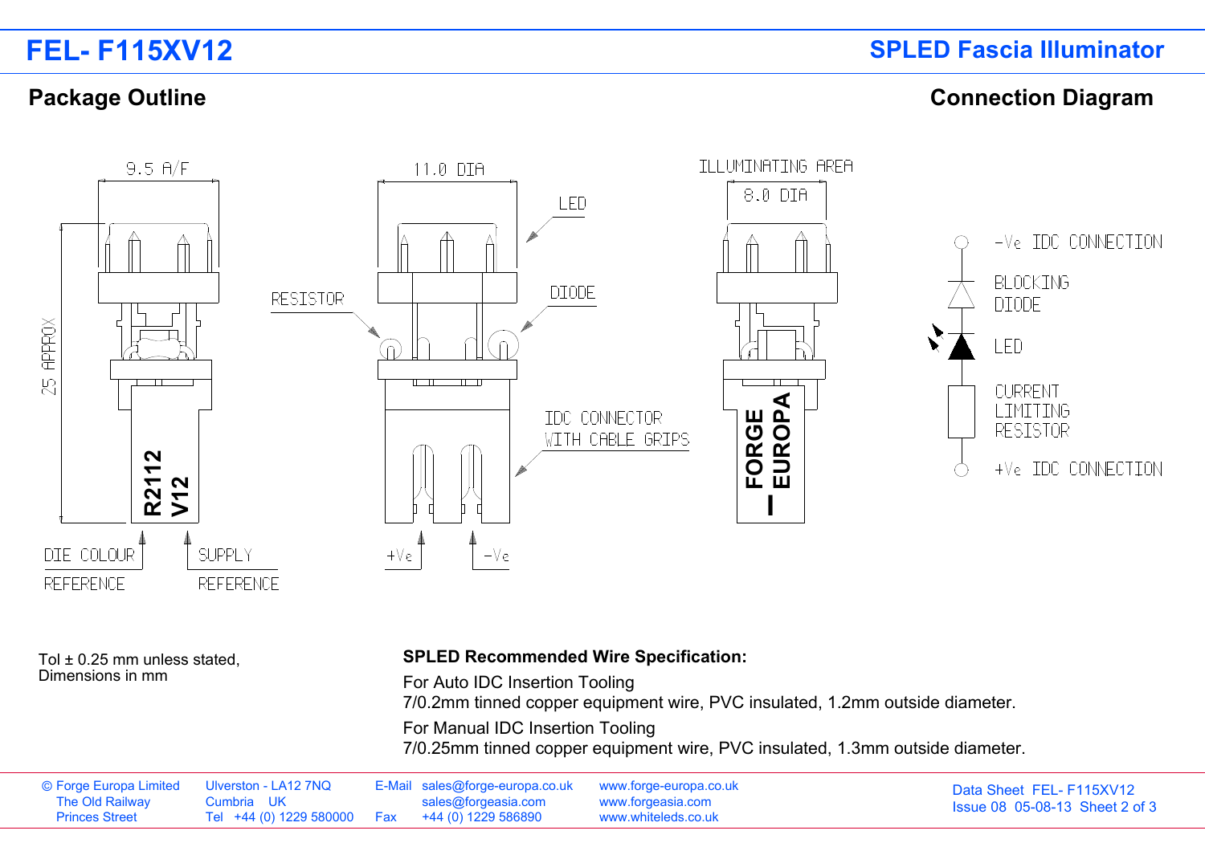# FEL- F115XV12

## SPLED Fascia Illuminator

### Package Outline

### Connection Diagram

9.5 A/F

11.0 DIA

ILLUMINATING AREA

8.0 DIA

25 APPROX

LED

RESISTOR

DIODE

IDC CONNECTOR WITH CABLE GRIPS

R2112 V12

FORGE EUROPA

DIE COLOUR REFERENCE

SUPPLY REFERENCE

+Ve

-Ve

-Ve IDC CONNECTION

BLOCKING DIODE

LED

CURRENT LIMITING RESISTOR

+Ve IDC CONNECTION

Tol ± 0.25 mm unless stated,
Dimensions in mm

**SPLED Recommended Wire Specification:**

For Auto IDC Insertion Tooling
7/0.2mm tinned copper equipment wire, PVC insulated, 1.2mm outside diameter.

For Manual IDC Insertion Tooling
7/0.25mm tinned copper equipment wire, PVC insulated, 1.3mm outside diameter.

© Forge Europa Limited
The Old Railway
Princes Street

Ulverston - LA12 7NQ
Cumbria UK
Tel +44 (0) 1229 580000

E-Mail sales@forge-europa.co.uk
sales@forgeasia.com
Fax +44 (0) 1229 586890

www.forge-europa.co.uk
www.forgeasia.com
www.whiteleds.co.uk

Data Sheet FEL- F115XV12
Issue 08 05-08-13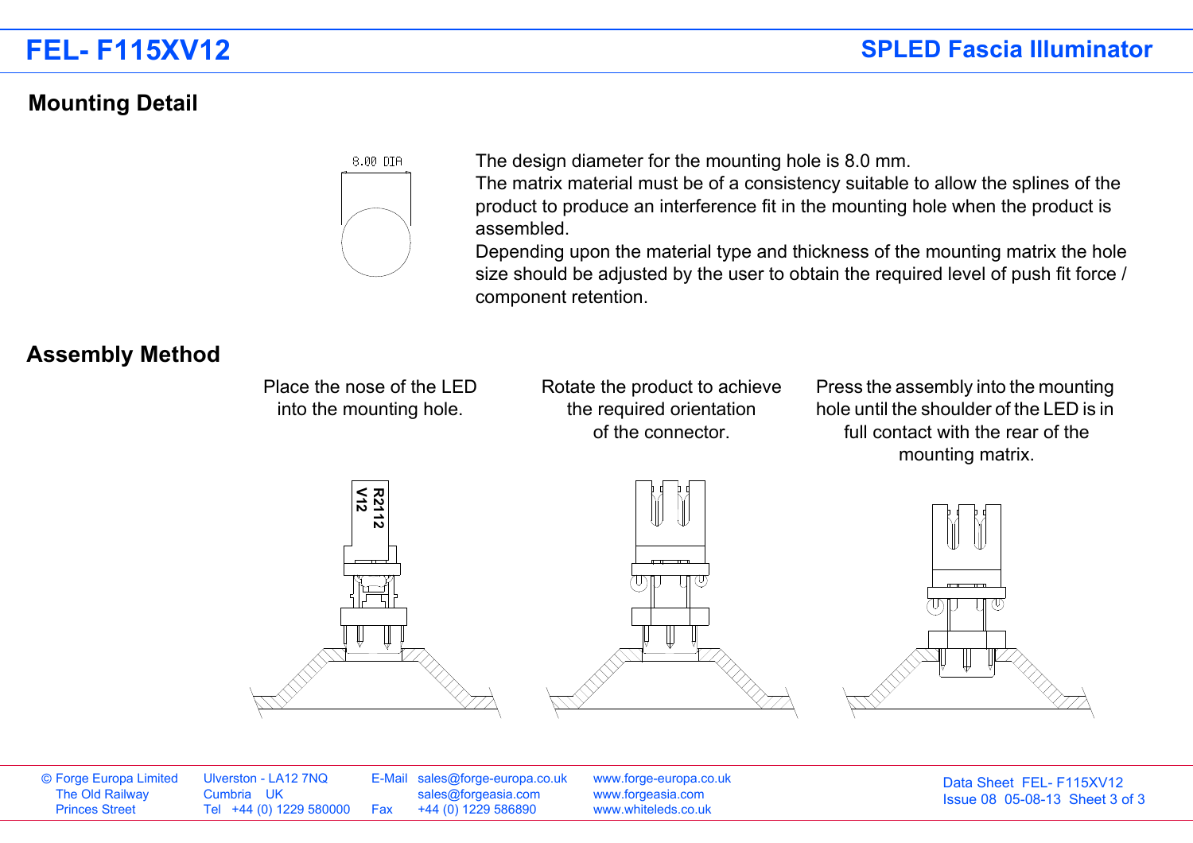## Mounting Detail

8.00 DIA

The design diameter for the mounting hole is 8.0 mm.
The matrix material must be of a consistency suitable to allow the splines of the product to produce an interference fit in the mounting hole when the product is assembled.
Depending upon the material type and thickness of the mounting matrix the hole size should be adjusted by the user to obtain the required level of push fit force / component retention.

## Assembly Method

Place the nose of the LED into the mounting hole.

Rotate the product to achieve the required orientation of the connector.

Press the assembly into the mounting hole until the shoulder of the LED is in full contact with the rear of the mounting matrix.

R2112
V12

© Forge Europa Limited
The Old Railway
Princes Street

Ulverston - LA12 7NQ
Cumbria UK
Tel +44 (0) 1229 580000

E-Mail sales@forge-europa.co.uk
sales@forgeasia.com
Fax +44 (0) 1229 586890

www.forge-europa.co.uk
www.forgeasia.com
www.whiteleds.co.uk

Data Sheet FEL- F115XV12
Issue 08 05-08-13